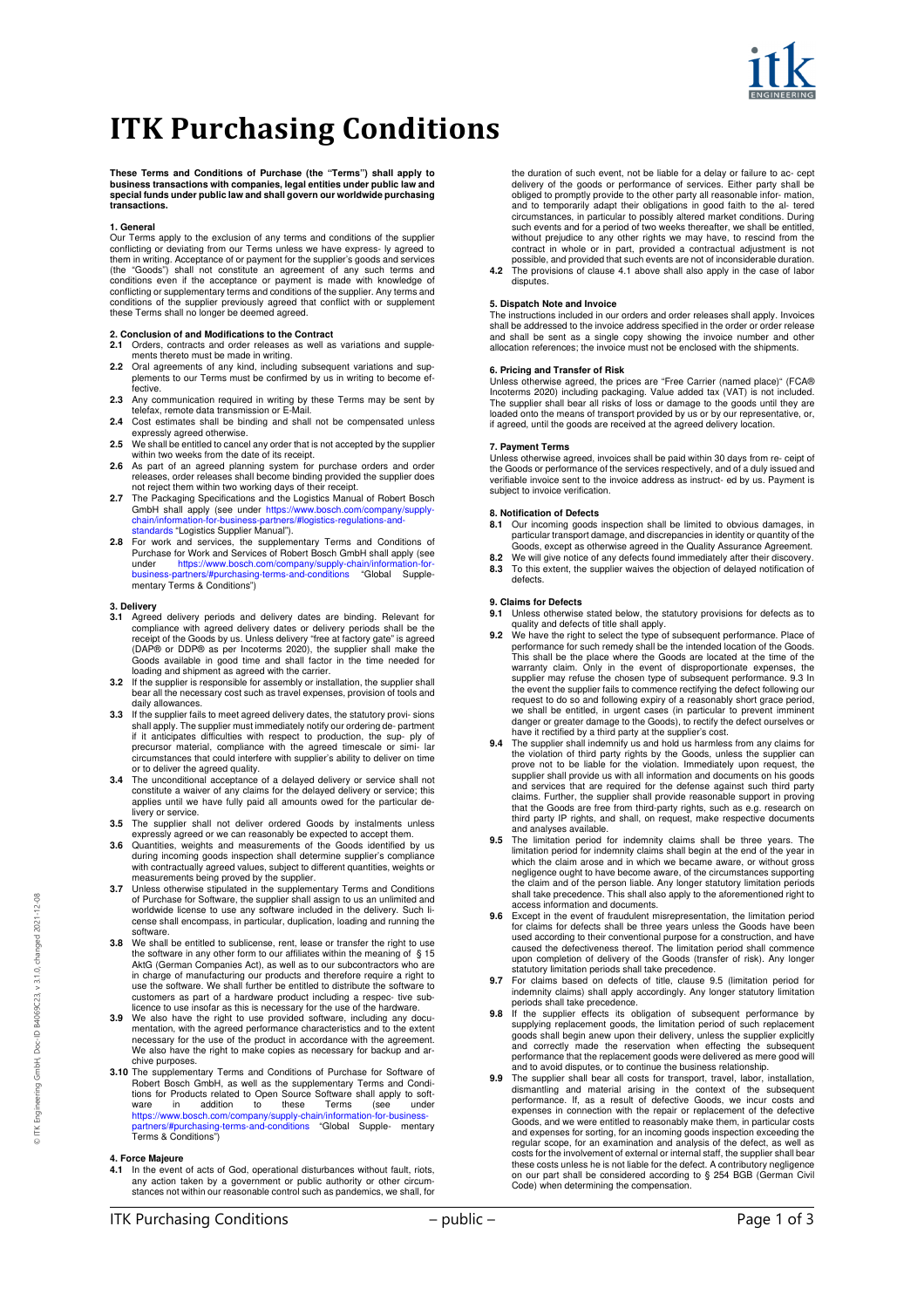// ITK Purchasing Conditions — page 1 of 3

# ITK Purchasing Conditions

**These Terms and Conditions of Purchase (the "Terms") shall apply to business transactions with companies, legal entities under public law and special funds under public law and shall govern our worldwide purchasing transactions.**

### 1. General

Our Terms apply to the exclusion of any terms and conditions of the supplier conflicting or deviating from our Terms unless we have express- ly agreed to them in writing. Acceptance of or payment for the supplier's goods and services (the "Goods") shall not constitute an agreement of any such terms and conditions even if the acceptance or payment is made with knowledge of conflicting or supplementary terms and conditions of the supplier. Any terms and conditions of the supplier previously agreed that conflict with or supplement these Terms shall no longer be deemed agreed.

### 2. Conclusion of and Modifications to the Contract

**2.1** Orders, contracts and order releases as well as variations and supplements thereto must be made in writing.

**2.2** Oral agreements of any kind, including subsequent variations and supplements to our Terms must be confirmed by us in writing to become effective.

**2.3** Any communication required in writing by these Terms may be sent by telefax, remote data transmission or E-Mail.

**2.4** Cost estimates shall be binding and shall not be compensated unless expressly agreed otherwise.

**2.5** We shall be entitled to cancel any order that is not accepted by the supplier within two weeks from the date of its receipt.

**2.6** As part of an agreed planning system for purchase orders and order releases, order releases shall become binding provided the supplier does not reject them within two working days of their receipt.

**2.7** The Packaging Specifications and the Logistics Manual of Robert Bosch GmbH shall apply (see under https://www.bosch.com/company/supply-chain/information-for-business-partners/#logistics-regulations-and-standards "Logistics Supplier Manual").

**2.8** For work and services, the supplementary Terms and Conditions of Purchase for Work and Services of Robert Bosch GmbH shall apply (see under https://www.bosch.com/company/supply-chain/information-for-business-partners/#purchasing-terms-and-conditions "Global Supplementary Terms & Conditions")

### 3. Delivery

**3.1** Agreed delivery periods and delivery dates are binding. Relevant for compliance with agreed delivery dates or delivery periods shall be the receipt of the Goods by us. Unless delivery "free at factory gate" is agreed (DAP® or DDP® as per Incoterms 2020), the supplier shall make the Goods available in good time and shall factor in the time needed for loading and shipment as agreed with the carrier.

**3.2** If the supplier is responsible for assembly or installation, the supplier shall bear all the necessary cost such as travel expenses, provision of tools and daily allowances.

**3.3** If the supplier fails to meet agreed delivery dates, the statutory provi- sions shall apply. The supplier must immediately notify our ordering de- partment if it anticipates difficulties with respect to production, the sup- ply of precursor material, compliance with the agreed timescale or simi- lar circumstances that could interfere with supplier's ability to deliver on time or to deliver the agreed quality.

**3.4** The unconditional acceptance of a delayed delivery or service shall not constitute a waiver of any claims for the delayed delivery or service; this applies until we have fully paid all amounts owed for the particular delivery or service.

**3.5** The supplier shall not deliver ordered Goods by instalments unless expressly agreed or we can reasonably be expected to accept them.

**3.6** Quantities, weights and measurements of the Goods identified by us during incoming goods inspection shall determine supplier's compliance with contractually agreed values, subject to different quantities, weights or measurements being proved by the supplier.

**3.7** Unless otherwise stipulated in the supplementary Terms and Conditions of Purchase for Software, the supplier shall assign to us an unlimited and worldwide license to use any software included in the delivery. Such license shall encompass, in particular, duplication, loading and running the software.

**3.8** We shall be entitled to sublicense, rent, lease or transfer the right to use the software in any other form to our affiliates within the meaning of § 15 AktG (German Companies Act), as well as to our subcontractors who are in charge of manufacturing our products and therefore require a right to use the software. We shall further be entitled to distribute the software to customers as part of a hardware product including a respec- tive sublicence to use insofar as this is necessary for the use of the hardware.

**3.9** We also have the right to use provided software, including any documentation, with the agreed performance characteristics and to the extent necessary for the use of the product in accordance with the agreement. We also have the right to make copies as necessary for backup and archive purposes.

**3.10** The supplementary Terms and Conditions of Purchase for Software of Robert Bosch GmbH, as well as the supplementary Terms and Conditions for Products related to Open Source Software shall apply to software in addition to these Terms (see under https://www.bosch.com/company/supply-chain/information-for-business-partners/#purchasing-terms-and-conditions "Global Supple- mentary Terms & Conditions")

### 4. Force Majeure

**4.1** In the event of acts of God, operational disturbances without fault, riots, any action taken by a government or public authority or other circumstances not within our reasonable control such as pandemics, we shall, for the duration of such event, not be liable for a delay or failure to ac- cept delivery of the goods or performance of services. Either party shall be obliged to promptly provide to the other party all reasonable infor- mation, and to temporarily adapt their obligations in good faith to the al- tered circumstances, in particular to possibly altered market conditions. During such events and for a period of two weeks thereafter, we shall be entitled, without prejudice to any other rights we may have, to rescind from the contract in whole or in part, provided a contractual adjustment is not possible, and provided that such events are not of inconsiderable duration.

**4.2** The provisions of clause 4.1 above shall also apply in the case of labor disputes.

### 5. Dispatch Note and Invoice

The instructions included in our orders and order releases shall apply. Invoices shall be addressed to the invoice address specified in the order or order release and shall be sent as a single copy showing the invoice number and other allocation references; the invoice must not be enclosed with the shipments.

### 6. Pricing and Transfer of Risk

Unless otherwise agreed, the prices are "Free Carrier (named place)" (FCA® Incoterms 2020) including packaging. Value added tax (VAT) is not included. The supplier shall bear all risks of loss or damage to the goods until they are loaded onto the means of transport provided by us or by our representative, or, if agreed, until the goods are received at the agreed delivery location.

### 7. Payment Terms

Unless otherwise agreed, invoices shall be paid within 30 days from re- ceipt of the Goods or performance of the services respectively, and of a duly issued and verifiable invoice sent to the invoice address as instruct- ed by us. Payment is subject to invoice verification.

### 8. Notification of Defects

**8.1** Our incoming goods inspection shall be limited to obvious damages, in particular transport damage, and discrepancies in identity or quantity of the Goods, except as otherwise agreed in the Quality Assurance Agreement.

**8.2** We will give notice of any defects found immediately after their discovery.

**8.3** To this extent, the supplier waives the objection of delayed notification of defects.

### 9. Claims for Defects

**9.1** Unless otherwise stated below, the statutory provisions for defects as to quality and defects of title shall apply.

**9.2** We have the right to select the type of subsequent performance. Place of performance for such remedy shall be the intended location of the Goods. This shall be the place where the Goods are located at the time of the warranty claim. Only in the event of disproportionate expenses, the supplier may refuse the chosen type of subsequent performance. 9.3 In the event the supplier fails to commence rectifying the defect following our request to do so and following expiry of a reasonably short grace period, we shall be entitled, in urgent cases (in particular to prevent imminent danger or greater damage to the Goods), to rectify the defect ourselves or have it rectified by a third party at the supplier's cost.

**9.4** The supplier shall indemnify us and hold us harmless from any claims for the violation of third party rights by the Goods, unless the supplier can prove not to be liable for the violation. Immediately upon request, the supplier shall provide us with all information and documents on his goods and services that are required for the defense against such third party claims. Further, the supplier shall provide reasonable support in proving that the Goods are free from third-party rights, such as e.g. research on third party IP rights, and shall, on request, make respective documents and analyses available.

**9.5** The limitation period for indemnity claims shall be three years. The limitation period for indemnity claims shall begin at the end of the year in which the claim arose and in which we became aware, or without gross negligence ought to have become aware, of the circumstances supporting the claim and of the person liable. Any longer statutory limitation periods shall take precedence. This shall also apply to the aforementioned right to access information and documents.

**9.6** Except in the event of fraudulent misrepresentation, the limitation period for claims for defects shall be three years unless the Goods have been used according to their conventional purpose for a construction, and have caused the defectiveness thereof. The limitation period shall commence upon completion of delivery of the Goods (transfer of risk). Any longer statutory limitation periods shall take precedence.

**9.7** For claims based on defects of title, clause 9.5 (limitation period for indemnity claims) shall apply accordingly. Any longer statutory limitation periods shall take precedence.

**9.8** If the supplier effects its obligation of subsequent performance by supplying replacement goods, the limitation period of such replacement goods shall begin anew upon their delivery, unless the supplier explicitly and correctly made the reservation when effecting the subsequent performance that the replacement goods were delivered as mere good will and to avoid disputes, or to continue the business relationship.

**9.9** The supplier shall bear all costs for transport, travel, labor, installation, dismantling and material arising in the context of the subsequent performance. If, as a result of defective Goods, we incur costs and expenses in connection with the repair or replacement of the defective Goods, and we were entitled to reasonably make them, in particular costs and expenses for sorting, for an incoming goods inspection exceeding the regular scope, for an examination and analysis of the defect, as well as costs for the involvement of external or internal staff, the supplier shall bear these costs unless he is not liable for the defect. A contributory negligence on our part shall be considered according to § 254 BGB (German Civil Code) when determining the compensation.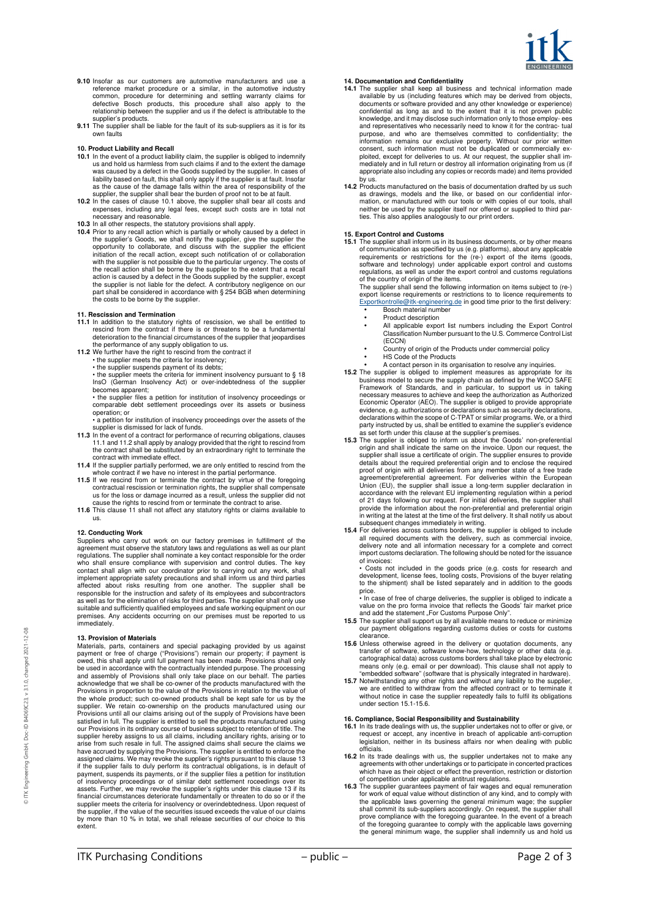**9.10** Insofar as our customers are automotive manufacturers and use a reference market procedure or a similar, in the automotive industry common, procedure for determining and settling warranty claims for defective Bosch products, this procedure shall also apply to the relationship between the supplier and us if the defect is attributable to the supplier's products.

**9.11** The supplier shall be liable for the fault of its sub-suppliers as it is for its own faults

### 10. Product Liability and Recall

**10.1** In the event of a product liability claim, the supplier is obliged to indemnify us and hold us harmless from such claims if and to the extent the damage was caused by a defect in the Goods supplied by the supplier. In cases of liability based on fault, this shall only apply if the supplier is at fault. Insofar as the cause of the damage falls within the area of responsibility of the supplier, the supplier shall bear the burden of proof not to be at fault.

**10.2** In the cases of clause 10.1 above, the supplier shall bear all costs and expenses, including any legal fees, except such costs are in total not necessary and reasonable.

**10.3** In all other respects, the statutory provisions shall apply.

**10.4** Prior to any recall action which is partially or wholly caused by a defect in the supplier's Goods, we shall notify the supplier, give the supplier the opportunity to collaborate, and discuss with the supplier the efficient initiation of the recall action, except such notification of or collaboration with the supplier is not possible due to the particular urgency. The costs of the recall action shall be borne by the supplier to the extent that a recall action is caused by a defect in the Goods supplied by the supplier, except the supplier is not liable for the defect. A contributory negligence on our part shall be considered in accordance with § 254 BGB when determining the costs to be borne by the supplier.

### 11. Rescission and Termination

**11.1** In addition to the statutory rights of rescission, we shall be entitled to rescind from the contract if there is or threatens to be a fundamental deterioration to the financial circumstances of the supplier that jeopardises the performance of any supply obligation to us.

**11.2** We further have the right to rescind from the contract if

- the supplier meets the criteria for insolvency;
- the supplier suspends payment of its debts;
- the supplier meets the criteria for imminent insolvency pursuant to § 18 InsO (German Insolvency Act) or over-indebtedness of the supplier becomes apparent;
- the supplier files a petition for institution of insolvency proceedings or comparable debt settlement proceedings over its assets or business operation; or
- a petition for institution of insolvency proceedings over the assets of the supplier is dismissed for lack of funds.

**11.3** In the event of a contract for performance of recurring obligations, clauses 11.1 and 11.2 shall apply by analogy provided that the right to rescind from the contract shall be substituted by an extraordinary right to terminate the contract with immediate effect.

**11.4** If the supplier partially performed, we are only entitled to rescind from the whole contract if we have no interest in the partial performance.

**11.5** If we rescind from or terminate the contract by virtue of the foregoing contractual rescission or termination rights, the supplier shall compensate us for the loss or damage incurred as a result, unless the supplier did not cause the rights to rescind from or terminate the contract to arise.

**11.6** This clause 11 shall not affect any statutory rights or claims available to us.

### 12. Conducting Work

Suppliers who carry out work on our factory premises in fulfillment of the agreement must observe the statutory laws and regulations as well as our plant regulations. The supplier shall nominate a key contact responsible for the order who shall ensure compliance with supervision and control duties. The key contact shall align with our coordinator prior to carrying out any work, shall implement appropriate safety precautions and shall inform us and third parties affected about risks resulting from one another. The supplier shall be responsible for the instruction and safety of its employees and subcontractors as well as for the elimination of risks for third parties. The supplier shall only use suitable and sufficiently qualified employees and safe working equipment on our premises. Any accidents occurring on our premises must be reported to us immediately.

### 13. Provision of Materials

Materials, parts, containers and special packaging provided by us against payment or free of charge ("Provisions") remain our property; if payment is owed, this shall apply only until full payment has been made. Provisions shall only be used in accordance with the contractually intended purpose. The processing and assembly of Provisions shall only take place on our behalf. The parties acknowledge that we shall be co-owner of the products manufactured with the Provisions in proportion to the value of the Provisions in relation to the value of the whole product; such co-owned products shall be kept safe for us by the supplier. We retain co-ownership on the products manufactured using our Provisions until all our claims arising out of the supply of Provisions have been satisfied in full. The supplier is entitled to sell the products manufactured using our Provisions in its ordinary course of business subject to retention of title. The supplier hereby assigns to us all claims, including ancillary rights, arising or to arise from such resale in full. The assigned claims shall secure the claims we have accrued by supplying the Provisions. The supplier is entitled to enforce the assigned claims. We may revoke the supplier's rights pursuant to this clause 13 if the supplier fails to duly perform its contractual obligations, is in default of payment, suspends its payments, or if the supplier files a petition for institution of insolvency proceedings or of similar debt settlement roceedings over its assets. Further, we may revoke the supplier's rights under this clause 13 if its financial circumstances deteriorate fundamentally or threaten to do so or if the supplier meets the criteria for insolvency or overindebtedness. Upon request of the supplier, if the value of the securities issued exceeds the value of our claims by more than 10 % in total, we shall release securities of our choice to this extent.

### 14. Documentation and Confidentiality

**14.1** The supplier shall keep all business and technical information made available by us (including features which may be derived from objects, documents or software provided and any other knowledge or experience) confidential as long as and to the extent that it is not proven public knowledge, and it may disclose such information only to those employ- ees and representatives who necessarily need to know it for the contrac- tual purpose, and who are themselves committed to confidentiality; the information remains our exclusive property. Without our prior written consent, such information must not be duplicated or commercially ex- ploited, except for deliveries to us. At our request, the supplier shall im- mediately and in full return or destroy all information originating from us (if appropriate also including any copies or records made) and items provided by us.

**14.2** Products manufactured on the basis of documentation drafted by us such as drawings, models and the like, or based on our confidential infor- mation, or manufactured with our tools or with copies of our tools, shall neither be used by the supplier itself nor offered or supplied to third par- ties. This also applies analogously to our print orders.

### 15. Export Control and Customs

**15.1** The supplier shall inform us in its business documents, or by other means of communication as specified by us (e.g. platforms), about any applicable requirements or restrictions for the (re-) export of the items (goods, software and technology) under applicable export control and customs regulations, as well as under the export control and customs regulations of the country of origin of the items.

The supplier shall send the following information on items subject to (re-) export license requirements or restrictions to to licence requirements to Exportkontrolle@itk-engineering.de in good time prior to the first delivery:

- Bosch material number
- Product description
- All applicable export list numbers including the Export Control Classification Number pursuant to the U.S. Commerce Control List (ECCN)
- Country of origin of the Products under commercial policy
- HS Code of the Products
- A contact person in its organisation to resolve any inquiries.

**15.2** The supplier is obliged to implement measures as appropriate for its business model to secure the supply chain as defined by the WCO SAFE Framework of Standards, and in particular, to support us in taking necessary measures to achieve and keep the authorization as Authorized Economic Operator (AEO). The supplier is obliged to provide appropriate evidence, e.g. authorizations or declarations such as security declarations, declarations within the scope of C-TPAT or similar programs. We, or a third party instructed by us, shall be entitled to examine the supplier's evidence as set forth under this clause at the supplier's premises.

**15.3** The supplier is obliged to inform us about the Goods' non-preferential origin and shall indicate the same on the invoice. Upon our request, the supplier shall issue a certificate of origin. The supplier ensures to provide details about the required preferential origin and to enclose the required proof of origin with all deliveries from any member state of a free trade agreement/preferential agreement. For deliveries within the European Union (EU), the supplier shall issue a long-term supplier declaration in accordance with the relevant EU implementing regulation within a period of 21 days following our request. For initial deliveries, the supplier shall provide the information about the non-preferential and preferential origin in writing at the latest at the time of the first delivery. It shall notify us about subsequent changes immediately in writing.

**15.4** For deliveries across customs borders, the supplier is obliged to include all required documents with the delivery, such as commercial invoice, delivery note and all information necessary for a complete and correct import customs declaration. The following should be noted for the issuance of invoices:

- Costs not included in the goods price (e.g. costs for research and development, license fees, tooling costs, Provisions of the buyer relating to the shipment) shall be listed separately and in addition to the goods price.
- In case of free of charge deliveries, the supplier is obliged to indicate a value on the pro forma invoice that reflects the Goods' fair market price and add the statement „For Customs Purpose Only".

**15.5** The supplier shall support us by all available means to reduce or minimize our payment obligations regarding customs duties or costs for customs clearance.

**15.6** Unless otherwise agreed in the delivery or quotation documents, any transfer of software, software know-how, technology or other data (e.g. cartographical data) across customs borders shall take place by electronic means only (e.g. email or per download). This clause shall not apply to "embedded software" (software that is physically integrated in hardware).

**15.7** Notwithstanding any other rights and without any liability to the supplier, we are entitled to withdraw from the affected contract or to terminate it without notice in case the supplier repeatedly fails to fulfil its obligations under section 15.1-15.6.

### 16. Compliance, Social Responsibility and Sustainability

**16.1** In its trade dealings with us, the supplier undertakes not to offer or give, or request or accept, any incentive in breach of applicable anti-corruption legislation, neither in its business affairs nor when dealing with public officials.

**16.2** In its trade dealings with us, the supplier undertakes not to make any agreements with other undertakings or to participate in concerted practices which have as their object or effect the prevention, restriction or distortion of competition under applicable antitrust regulations.

**16.3** The supplier guarantees payment of fair wages and equal remuneration for work of equal value without distinction of any kind, and to comply with the applicable laws governing the general minimum wage; the supplier shall commit its sub-suppliers accordingly. On request, the supplier shall prove compliance with the foregoing guarantee. In the event of a breach of the foregoing guarantee to comply with the applicable laws governing the general minimum wage, the supplier shall indemnify us and hold us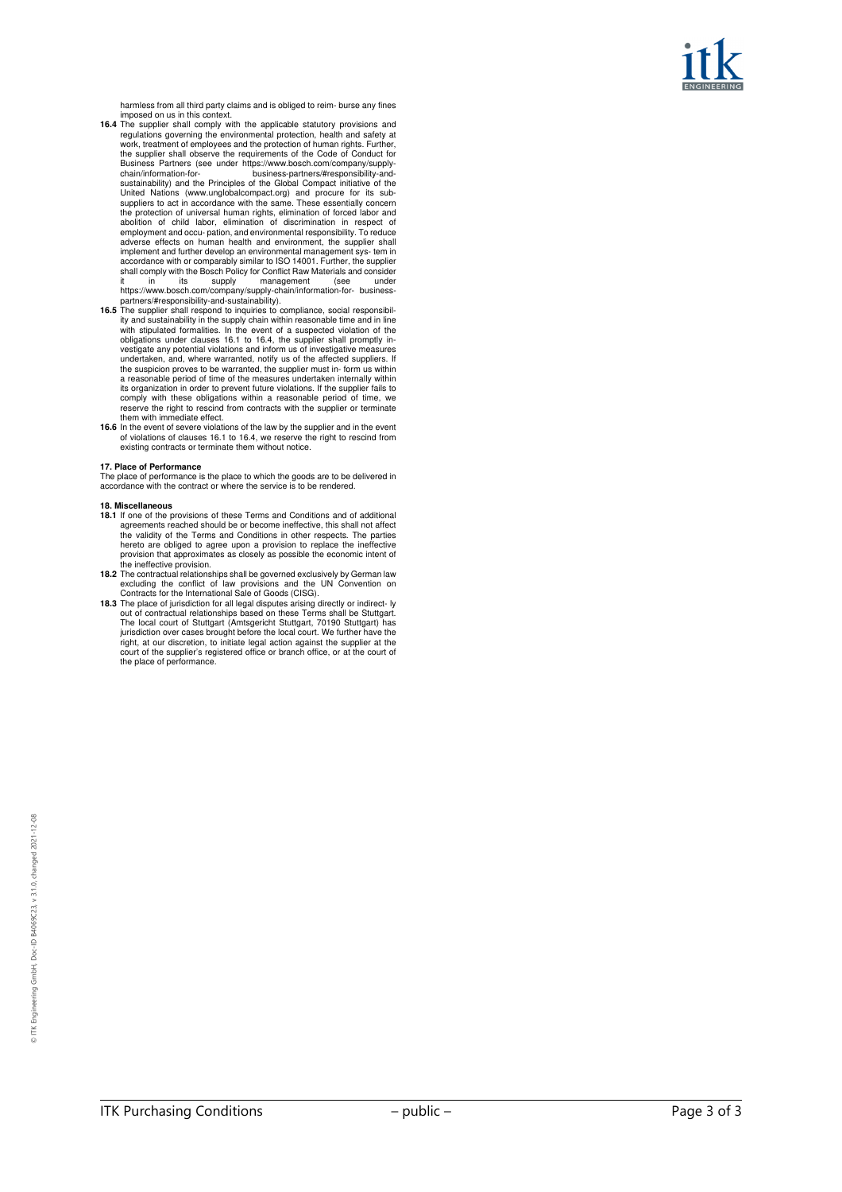harmless from all third party claims and is obliged to reim- burse any fines imposed on us in this context.

**16.4** The supplier shall comply with the applicable statutory provisions and regulations governing the environmental protection, health and safety at work, treatment of employees and the protection of human rights. Further, the supplier shall observe the requirements of the Code of Conduct for Business Partners (see under https://www.bosch.com/company/supply-chain/information-for- business-partners/#responsibility-and-sustainability) and the Principles of the Global Compact initiative of the United Nations (www.unglobalcompact.org) and procure for its sub-suppliers to act in accordance with the same. These essentially concern the protection of universal human rights, elimination of forced labor and abolition of child labor, elimination of discrimination in respect of employment and occu- pation, and environmental responsibility. To reduce adverse effects on human health and environment, the supplier shall implement and further develop an environmental management sys- tem in accordance with or comparably similar to ISO 14001. Further, the supplier shall comply with the Bosch Policy for Conflict Raw Materials and consider it in its supply management (see under https://www.bosch.com/company/supply-chain/information-for- business-partners/#responsibility-and-sustainability).

**16.5** The supplier shall respond to inquiries to compliance, social responsibility and sustainability in the supply chain within reasonable time and in line with stipulated formalities. In the event of a suspected violation of the obligations under clauses 16.1 to 16.4, the supplier shall promptly investigate any potential violations and inform us of investigative measures undertaken, and, where warranted, notify us of the affected suppliers. If the suspicion proves to be warranted, the supplier must in- form us within a reasonable period of time of the measures undertaken internally within its organization in order to prevent future violations. If the supplier fails to comply with these obligations within a reasonable period of time, we reserve the right to rescind from contracts with the supplier or terminate them with immediate effect.

**16.6** In the event of severe violations of the law by the supplier and in the event of violations of clauses 16.1 to 16.4, we reserve the right to rescind from existing contracts or terminate them without notice.

**17. Place of Performance**

The place of performance is the place to which the goods are to be delivered in accordance with the contract or where the service is to be rendered.

**18. Miscellaneous**

**18.1** If one of the provisions of these Terms and Conditions and of additional agreements reached should be or become ineffective, this shall not affect the validity of the Terms and Conditions in other respects. The parties hereto are obliged to agree upon a provision to replace the ineffective provision that approximates as closely as possible the economic intent of the ineffective provision.

**18.2** The contractual relationships shall be governed exclusively by German law excluding the conflict of law provisions and the UN Convention on Contracts for the International Sale of Goods (CISG).

**18.3** The place of jurisdiction for all legal disputes arising directly or indirect- ly out of contractual relationships based on these Terms shall be Stuttgart. The local court of Stuttgart (Amtsgericht Stuttgart, 70190 Stuttgart) has jurisdiction over cases brought before the local court. We further have the right, at our discretion, to initiate legal action against the supplier at the court of the supplier's registered office or branch office, or at the court of the place of performance.